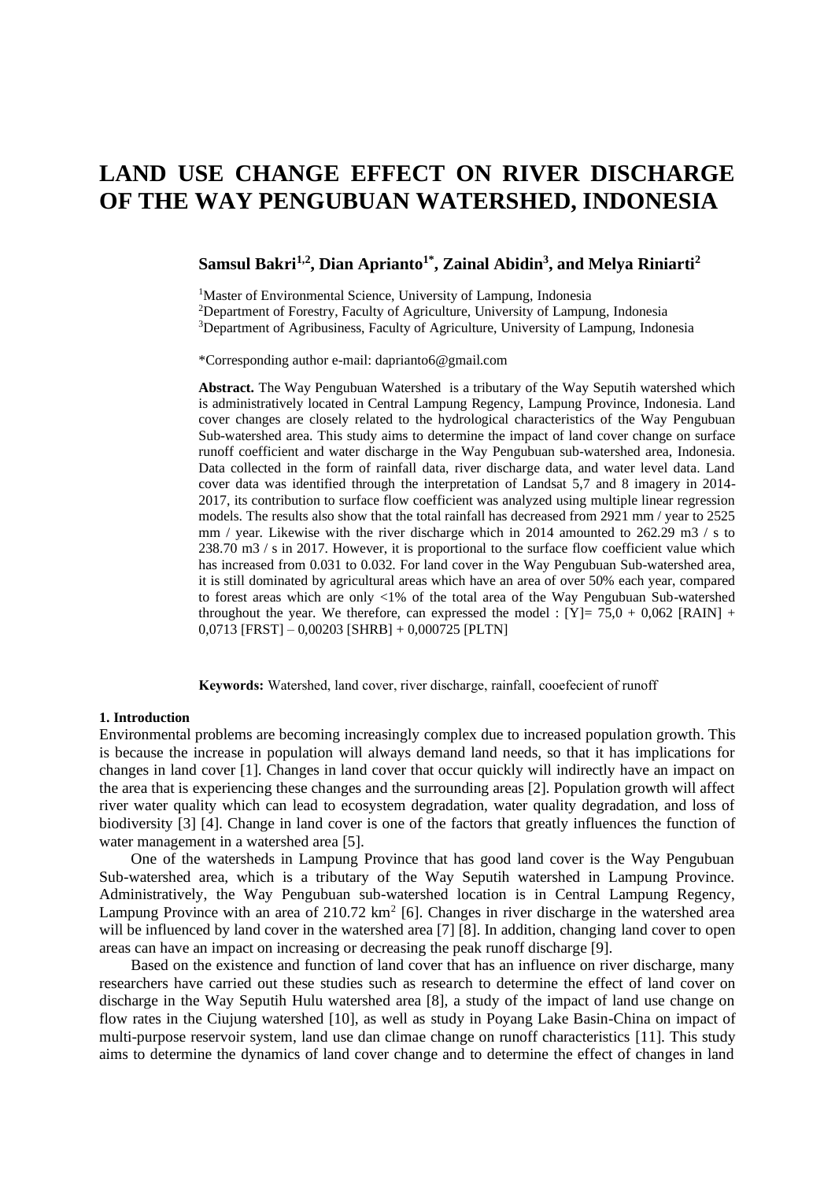# LAND USE CHANGE EFFECT ON RIVER DISCHARGE OF THE WAY PENGUBUAN WATERSHED, INDONESIA

**Samsul Bakri[1,2], Dian Aprianto[1*], Zainal Abidin[3], and Melya Riniarti[2]**

[1]Master of Environmental Science, University of Lampung, Indonesia
[2]Department of Forestry, Faculty of Agriculture, University of Lampung, Indonesia
[3]Department of Agribusiness, Faculty of Agriculture, University of Lampung, Indonesia

*Corresponding author e-mail: daprianto6@gmail.com

**Abstract.** The Way Pengubuan Watershed is a tributary of the Way Seputih watershed which is administratively located in Central Lampung Regency, Lampung Province, Indonesia. Land cover changes are closely related to the hydrological characteristics of the Way Pengubuan Sub-watershed area. This study aims to determine the impact of land cover change on surface runoff coefficient and water discharge in the Way Pengubuan sub-watershed area, Indonesia. Data collected in the form of rainfall data, river discharge data, and water level data. Land cover data was identified through the interpretation of Landsat 5,7 and 8 imagery in 2014-2017, its contribution to surface flow coefficient was analyzed using multiple linear regression models. The results also show that the total rainfall has decreased from 2921 mm / year to 2525 mm / year. Likewise with the river discharge which in 2014 amounted to 262.29 m3 / s to 238.70 m3 / s in 2017. However, it is proportional to the surface flow coefficient value which has increased from 0.031 to 0.032. For land cover in the Way Pengubuan Sub-watershed area, it is still dominated by agricultural areas which have an area of over 50% each year, compared to forest areas which are only <1% of the total area of the Way Pengubuan Sub-watershed throughout the year. We therefore, can expressed the model : [Y]= 75,0 + 0,062 [RAIN] + 0,0713 [FRST] – 0,00203 [SHRB] + 0,000725 [PLTN]

**Keywords:** Watershed, land cover, river discharge, rainfall, cooefecient of runoff

## 1. Introduction

Environmental problems are becoming increasingly complex due to increased population growth. This is because the increase in population will always demand land needs, so that it has implications for changes in land cover [1]. Changes in land cover that occur quickly will indirectly have an impact on the area that is experiencing these changes and the surrounding areas [2]. Population growth will affect river water quality which can lead to ecosystem degradation, water quality degradation, and loss of biodiversity [3] [4]. Change in land cover is one of the factors that greatly influences the function of water management in a watershed area [5].

One of the watersheds in Lampung Province that has good land cover is the Way Pengubuan Sub-watershed area, which is a tributary of the Way Seputih watershed in Lampung Province. Administratively, the Way Pengubuan sub-watershed location is in Central Lampung Regency, Lampung Province with an area of 210.72 $km^2$ [6]. Changes in river discharge in the watershed area will be influenced by land cover in the watershed area [7] [8]. In addition, changing land cover to open areas can have an impact on increasing or decreasing the peak runoff discharge [9].

Based on the existence and function of land cover that has an influence on river discharge, many researchers have carried out these studies such as research to determine the effect of land cover on discharge in the Way Seputih Hulu watershed area [8], a study of the impact of land use change on flow rates in the Ciujung watershed [10], as well as study in Poyang Lake Basin-China on impact of multi-purpose reservoir system, land use dan climae change on runoff characteristics [11]. This study aims to determine the dynamics of land cover change and to determine the effect of changes in land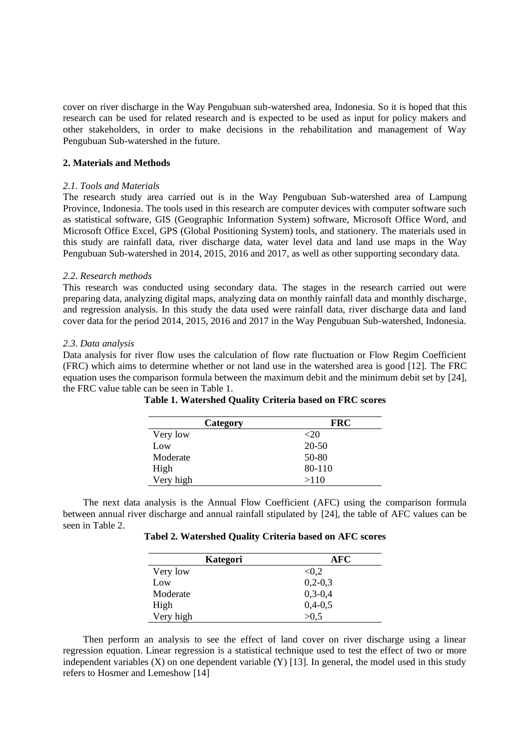cover on river discharge in the Way Pengubuan sub-watershed area, Indonesia. So it is hoped that this research can be used for related research and is expected to be used as input for policy makers and other stakeholders, in order to make decisions in the rehabilitation and management of Way Pengubuan Sub-watershed in the future.

## 2. Materials and Methods

### *2.1. Tools and Materials*

The research study area carried out is in the Way Pengubuan Sub-watershed area of Lampung Province, Indonesia. The tools used in this research are computer devices with computer software such as statistical software, GIS (Geographic Information System) software, Microsoft Office Word, and Microsoft Office Excel, GPS (Global Positioning System) tools, and stationery. The materials used in this study are rainfall data, river discharge data, water level data and land use maps in the Way Pengubuan Sub-watershed in 2014, 2015, 2016 and 2017, as well as other supporting secondary data.

### *2.2. Research methods*

This research was conducted using secondary data. The stages in the research carried out were preparing data, analyzing digital maps, analyzing data on monthly rainfall data and monthly discharge, and regression analysis. In this study the data used were rainfall data, river discharge data and land cover data for the period 2014, 2015, 2016 and 2017 in the Way Pengubuan Sub-watershed, Indonesia.

### *2.3. Data analysis*

Data analysis for river flow uses the calculation of flow rate fluctuation or Flow Regim Coefficient (FRC) which aims to determine whether or not land use in the watershed area is good [12]. The FRC equation uses the comparison formula between the maximum debit and the minimum debit set by [24], the FRC value table can be seen in Table 1.

**Table 1. Watershed Quality Criteria based on FRC scores**

| Category | FRC |
|---|---|
| Very low | <20 |
| Low | 20-50 |
| Moderate | 50-80 |
| High | 80-110 |
| Very high | >110 |

The next data analysis is the Annual Flow Coefficient (AFC) using the comparison formula between annual river discharge and annual rainfall stipulated by [24], the table of AFC values can be seen in Table 2.

**Tabel 2. Watershed Quality Criteria based on AFC scores**

| Kategori | AFC |
|---|---|
| Very low | <0,2 |
| Low | 0,2-0,3 |
| Moderate | 0,3-0,4 |
| High | 0,4-0,5 |
| Very high | >0,5 |

Then perform an analysis to see the effect of land cover on river discharge using a linear regression equation. Linear regression is a statistical technique used to test the effect of two or more independent variables (X) on one dependent variable (Y) [13]. In general, the model used in this study refers to Hosmer and Lemeshow [14]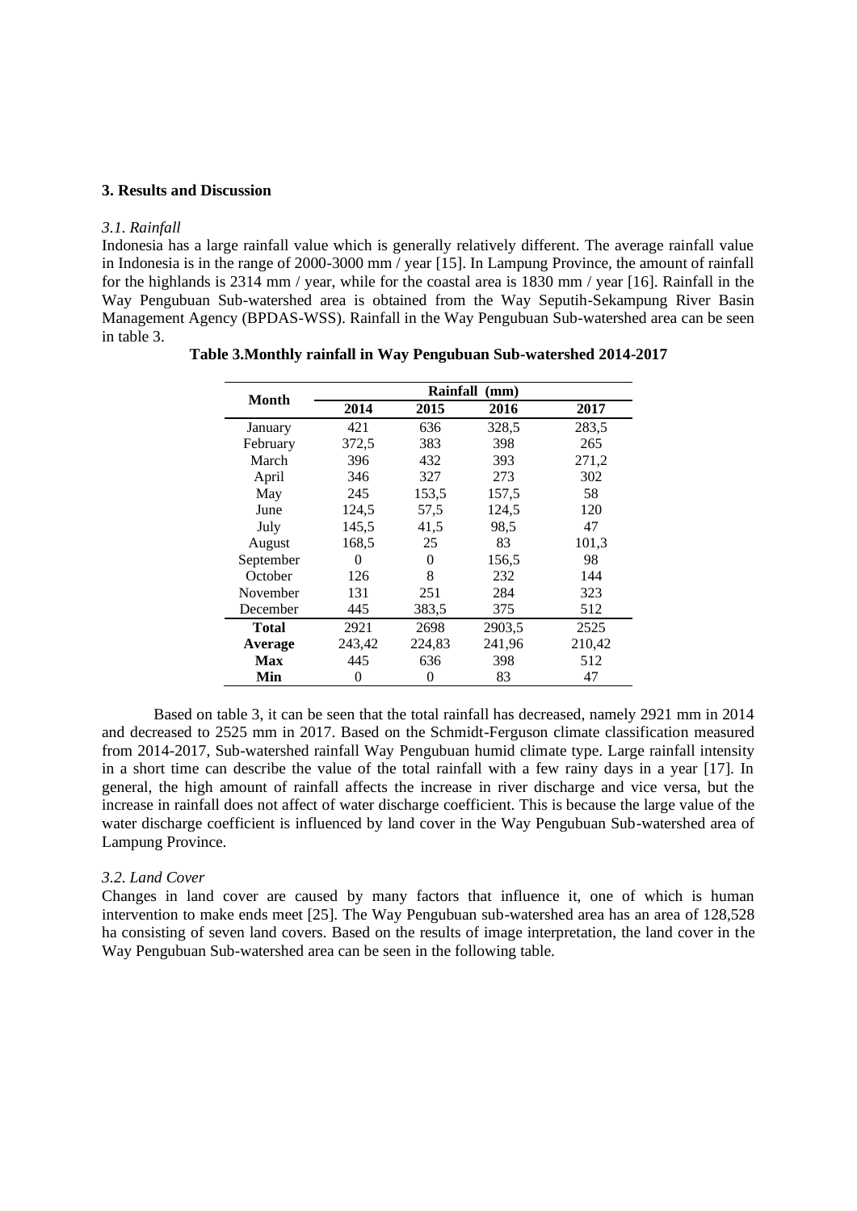## 3. Results and Discussion

### *3.1. Rainfall*

Indonesia has a large rainfall value which is generally relatively different. The average rainfall value in Indonesia is in the range of 2000-3000 mm / year [15]. In Lampung Province, the amount of rainfall for the highlands is 2314 mm / year, while for the coastal area is 1830 mm / year [16]. Rainfall in the Way Pengubuan Sub-watershed area is obtained from the Way Seputih-Sekampung River Basin Management Agency (BPDAS-WSS). Rainfall in the Way Pengubuan Sub-watershed area can be seen in table 3.

**Table 3.Monthly rainfall in Way Pengubuan Sub-watershed 2014-2017**

| Month | Rainfall (mm) | | | |
|---|---|---|---|---|
| | **2014** | **2015** | **2016** | **2017** |
| January | 421 | 636 | 328,5 | 283,5 |
| February | 372,5 | 383 | 398 | 265 |
| March | 396 | 432 | 393 | 271,2 |
| April | 346 | 327 | 273 | 302 |
| May | 245 | 153,5 | 157,5 | 58 |
| June | 124,5 | 57,5 | 124,5 | 120 |
| July | 145,5 | 41,5 | 98,5 | 47 |
| August | 168,5 | 25 | 83 | 101,3 |
| September | 0 | 0 | 156,5 | 98 |
| October | 126 | 8 | 232 | 144 |
| November | 131 | 251 | 284 | 323 |
| December | 445 | 383,5 | 375 | 512 |
| **Total** | 2921 | 2698 | 2903,5 | 2525 |
| **Average** | 243,42 | 224,83 | 241,96 | 210,42 |
| **Max** | 445 | 636 | 398 | 512 |
| **Min** | 0 | 0 | 83 | 47 |

Based on table 3, it can be seen that the total rainfall has decreased, namely 2921 mm in 2014 and decreased to 2525 mm in 2017. Based on the Schmidt-Ferguson climate classification measured from 2014-2017, Sub-watershed rainfall Way Pengubuan humid climate type. Large rainfall intensity in a short time can describe the value of the total rainfall with a few rainy days in a year [17]. In general, the high amount of rainfall affects the increase in river discharge and vice versa, but the increase in rainfall does not affect of water discharge coefficient. This is because the large value of the water discharge coefficient is influenced by land cover in the Way Pengubuan Sub-watershed area of Lampung Province.

### *3.2. Land Cover*

Changes in land cover are caused by many factors that influence it, one of which is human intervention to make ends meet [25]. The Way Pengubuan sub-watershed area has an area of 128,528 ha consisting of seven land covers. Based on the results of image interpretation, the land cover in the Way Pengubuan Sub-watershed area can be seen in the following table.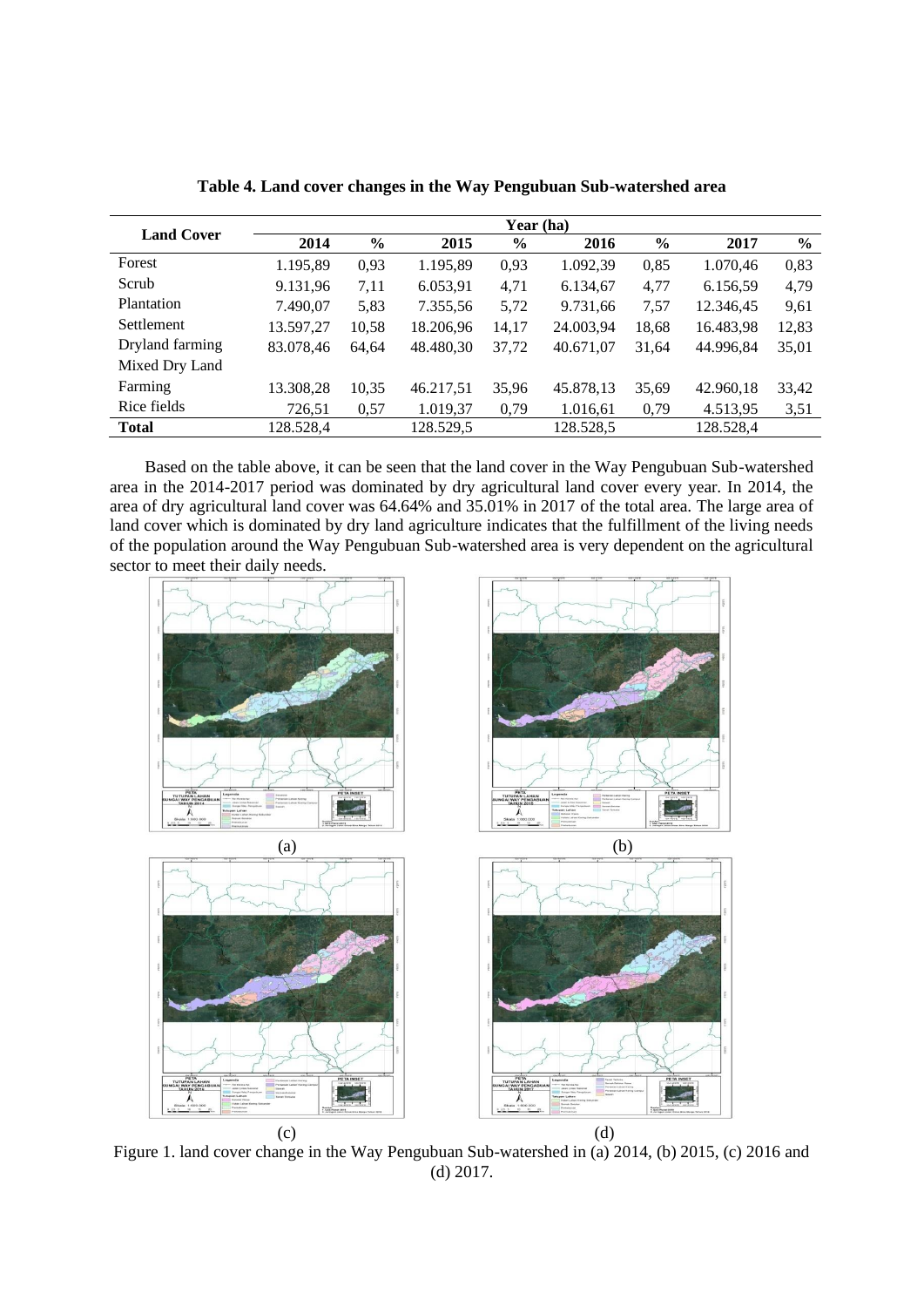**Table 4. Land cover changes in the Way Pengubuan Sub-watershed area**

| Land Cover | Year (ha) | | | | | | | |
|---|---|---|---|---|---|---|---|---|
| | **2014** | **%** | **2015** | **%** | **2016** | **%** | **2017** | **%** |
| Forest | 1.195,89 | 0,93 | 1.195,89 | 0,93 | 1.092,39 | 0,85 | 1.070,46 | 0,83 |
| Scrub | 9.131,96 | 7,11 | 6.053,91 | 4,71 | 6.134,67 | 4,77 | 6.156,59 | 4,79 |
| Plantation | 7.490,07 | 5,83 | 7.355,56 | 5,72 | 9.731,66 | 7,57 | 12.346,45 | 9,61 |
| Settlement | 13.597,27 | 10,58 | 18.206,96 | 14,17 | 24.003,94 | 18,68 | 16.483,98 | 12,83 |
| Dryland farming | 83.078,46 | 64,64 | 48.480,30 | 37,72 | 40.671,07 | 31,64 | 44.996,84 | 35,01 |
| Mixed Dry Land Farming | 13.308,28 | 10,35 | 46.217,51 | 35,96 | 45.878,13 | 35,69 | 42.960,18 | 33,42 |
| Rice fields | 726,51 | 0,57 | 1.019,37 | 0,79 | 1.016,61 | 0,79 | 4.513,95 | 3,51 |
| **Total** | 128.528,4 | | 128.529,5 | | 128.528,5 | | 128.528,4 | |

Based on the table above, it can be seen that the land cover in the Way Pengubuan Sub-watershed area in the 2014-2017 period was dominated by dry agricultural land cover every year. In 2014, the area of dry agricultural land cover was 64.64% and 35.01% in 2017 of the total area. The large area of land cover which is dominated by dry land agriculture indicates that the fulfillment of the living needs of the population around the Way Pengubuan Sub-watershed area is very dependent on the agricultural sector to meet their daily needs.

(a) (b)

(c) (d)

Figure 1. land cover change in the Way Pengubuan Sub-watershed in (a) 2014, (b) 2015, (c) 2016 and (d) 2017.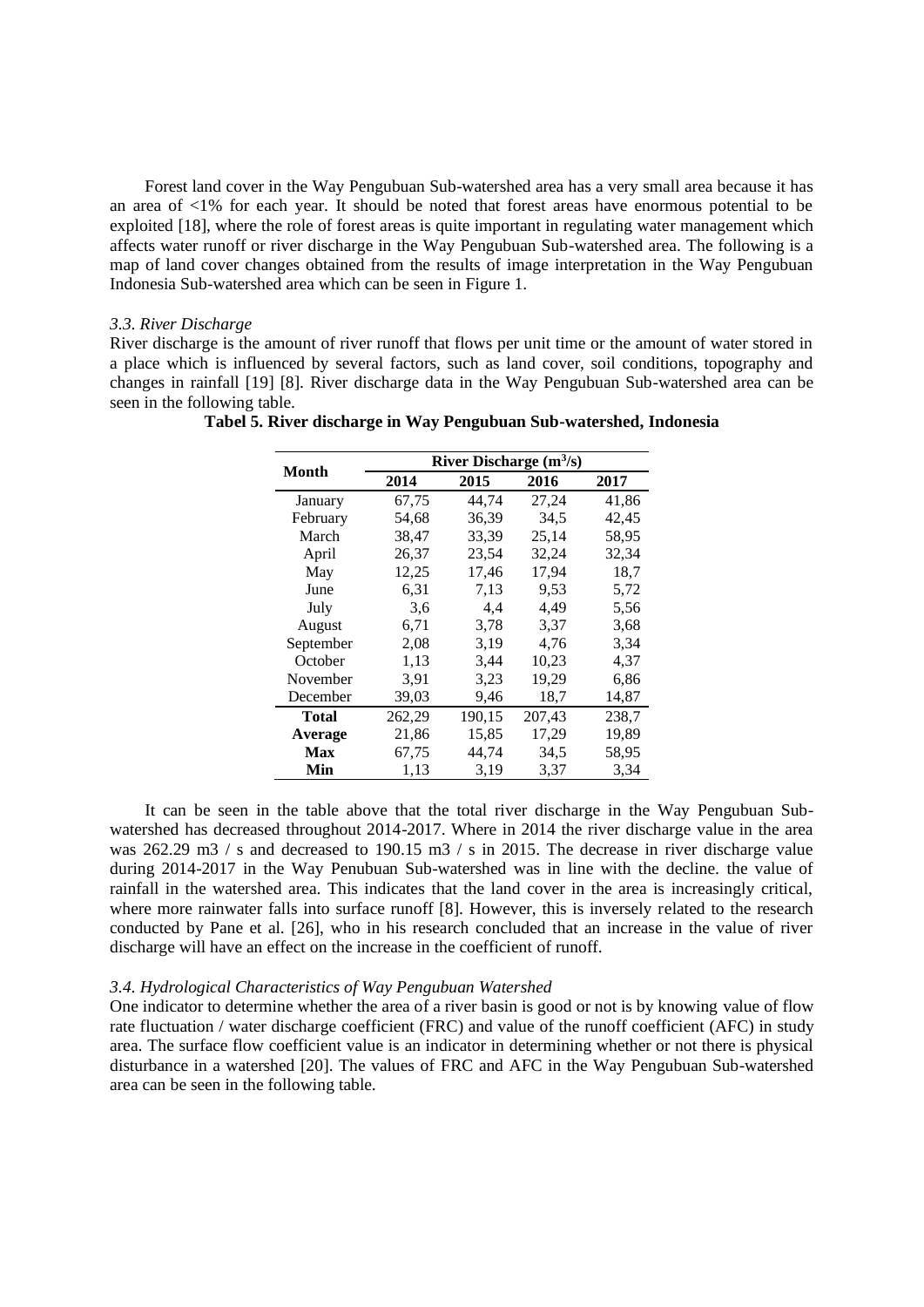Forest land cover in the Way Pengubuan Sub-watershed area has a very small area because it has an area of <1% for each year. It should be noted that forest areas have enormous potential to be exploited [18], where the role of forest areas is quite important in regulating water management which affects water runoff or river discharge in the Way Pengubuan Sub-watershed area. The following is a map of land cover changes obtained from the results of image interpretation in the Way Pengubuan Indonesia Sub-watershed area which can be seen in Figure 1.

### *3.3. River Discharge*

River discharge is the amount of river runoff that flows per unit time or the amount of water stored in a place which is influenced by several factors, such as land cover, soil conditions, topography and changes in rainfall [19] [8]. River discharge data in the Way Pengubuan Sub-watershed area can be seen in the following table.

**Tabel 5. River discharge in Way Pengubuan Sub-watershed, Indonesia**

| Month | River Discharge ($m^3/s$) | | | |
|---|---|---|---|---|
| | 2014 | 2015 | 2016 | 2017 |
| January | 67,75 | 44,74 | 27,24 | 41,86 |
| February | 54,68 | 36,39 | 34,5 | 42,45 |
| March | 38,47 | 33,39 | 25,14 | 58,95 |
| April | 26,37 | 23,54 | 32,24 | 32,34 |
| May | 12,25 | 17,46 | 17,94 | 18,7 |
| June | 6,31 | 7,13 | 9,53 | 5,72 |
| July | 3,6 | 4,4 | 4,49 | 5,56 |
| August | 6,71 | 3,78 | 3,37 | 3,68 |
| September | 2,08 | 3,19 | 4,76 | 3,34 |
| October | 1,13 | 3,44 | 10,23 | 4,37 |
| November | 3,91 | 3,23 | 19,29 | 6,86 |
| December | 39,03 | 9,46 | 18,7 | 14,87 |
| **Total** | 262,29 | 190,15 | 207,43 | 238,7 |
| **Average** | 21,86 | 15,85 | 17,29 | 19,89 |
| **Max** | 67,75 | 44,74 | 34,5 | 58,95 |
| **Min** | 1,13 | 3,19 | 3,37 | 3,34 |

It can be seen in the table above that the total river discharge in the Way Pengubuan Sub-watershed has decreased throughout 2014-2017. Where in 2014 the river discharge value in the area was 262.29 m3 / s and decreased to 190.15 m3 / s in 2015. The decrease in river discharge value during 2014-2017 in the Way Penubuan Sub-watershed was in line with the decline. the value of rainfall in the watershed area. This indicates that the land cover in the area is increasingly critical, where more rainwater falls into surface runoff [8]. However, this is inversely related to the research conducted by Pane et al. [26], who in his research concluded that an increase in the value of river discharge will have an effect on the increase in the coefficient of runoff.

### *3.4. Hydrological Characteristics of Way Pengubuan Watershed*

One indicator to determine whether the area of a river basin is good or not is by knowing value of flow rate fluctuation / water discharge coefficient (FRC) and value of the runoff coefficient (AFC) in study area. The surface flow coefficient value is an indicator in determining whether or not there is physical disturbance in a watershed [20]. The values of FRC and AFC in the Way Pengubuan Sub-watershed area can be seen in the following table.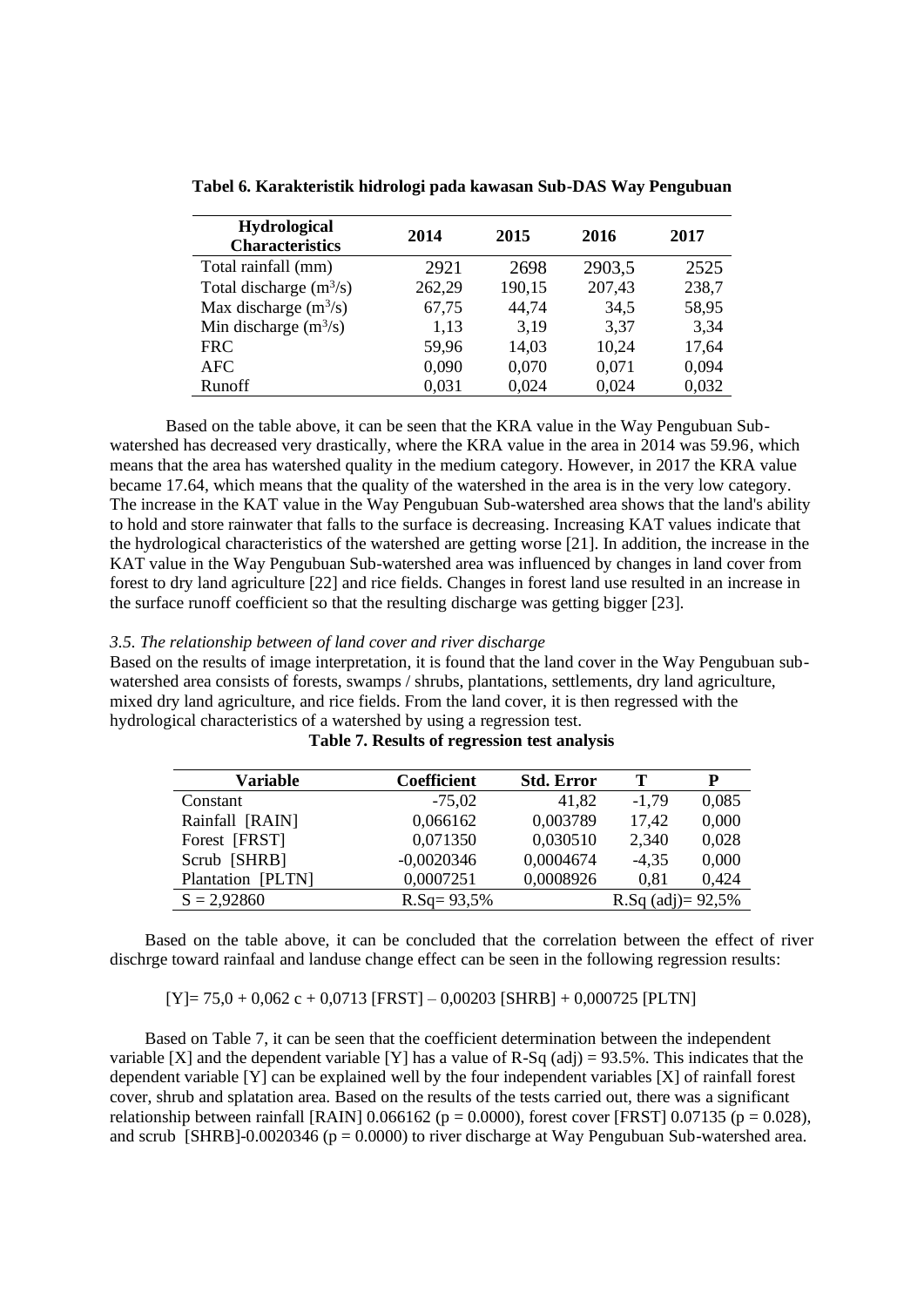**Tabel 6. Karakteristik hidrologi pada kawasan Sub-DAS Way Pengubuan**

| Hydrological Characteristics | 2014 | 2015 | 2016 | 2017 |
|---|---|---|---|---|
| Total rainfall (mm) | 2921 | 2698 | 2903,5 | 2525 |
| Total discharge ($m^3$/s) | 262,29 | 190,15 | 207,43 | 238,7 |
| Max discharge ($m^3$/s) | 67,75 | 44,74 | 34,5 | 58,95 |
| Min discharge ($m^3$/s) | 1,13 | 3,19 | 3,37 | 3,34 |
| FRC | 59,96 | 14,03 | 10,24 | 17,64 |
| AFC | 0,090 | 0,070 | 0,071 | 0,094 |
| Runoff | 0,031 | 0,024 | 0,024 | 0,032 |

Based on the table above, it can be seen that the KRA value in the Way Pengubuan Sub-watershed has decreased very drastically, where the KRA value in the area in 2014 was 59.96, which means that the area has watershed quality in the medium category. However, in 2017 the KRA value became 17.64, which means that the quality of the watershed in the area is in the very low category. The increase in the KAT value in the Way Pengubuan Sub-watershed area shows that the land's ability to hold and store rainwater that falls to the surface is decreasing. Increasing KAT values indicate that the hydrological characteristics of the watershed are getting worse [21]. In addition, the increase in the KAT value in the Way Pengubuan Sub-watershed area was influenced by changes in land cover from forest to dry land agriculture [22] and rice fields. Changes in forest land use resulted in an increase in the surface runoff coefficient so that the resulting discharge was getting bigger [23].

*3.5. The relationship between of land cover and river discharge*

Based on the results of image interpretation, it is found that the land cover in the Way Pengubuan sub-watershed area consists of forests, swamps / shrubs, plantations, settlements, dry land agriculture, mixed dry land agriculture, and rice fields. From the land cover, it is then regressed with the hydrological characteristics of a watershed by using a regression test.

**Table 7. Results of regression test analysis**

| Variable | Coefficient | Std. Error | T | P |
|---|---|---|---|---|
| Constant | -75,02 | 41,82 | -1,79 | 0,085 |
| Rainfall [RAIN] | 0,066162 | 0,003789 | 17,42 | 0,000 |
| Forest [FRST] | 0,071350 | 0,030510 | 2,340 | 0,028 |
| Scrub [SHRB] | -0,0020346 | 0,0004674 | -4,35 | 0,000 |
| Plantation [PLTN] | 0,0007251 | 0,0008926 | 0,81 | 0,424 |
| S = 2,92860 | R.Sq= 93,5% | | R.Sq (adj)= 92,5% | |

Based on the table above, it can be concluded that the correlation between the effect of river dischrge toward rainfaal and landuse change effect can be seen in the following regression results:

[Y]= 75,0 + 0,062 c + 0,0713 [FRST] – 0,00203 [SHRB] + 0,000725 [PLTN]

Based on Table 7, it can be seen that the coefficient determination between the independent variable [X] and the dependent variable [Y] has a value of R-Sq (adj) = 93.5%. This indicates that the dependent variable [Y] can be explained well by the four independent variables [X] of rainfall forest cover, shrub and splatation area. Based on the results of the tests carried out, there was a significant relationship between rainfall [RAIN] 0.066162 ($p = 0.0000$), forest cover [FRST] 0.07135 ($p = 0.028$), and scrub [SHRB]-0.0020346 ($p = 0.0000$) to river discharge at Way Pengubuan Sub-watershed area.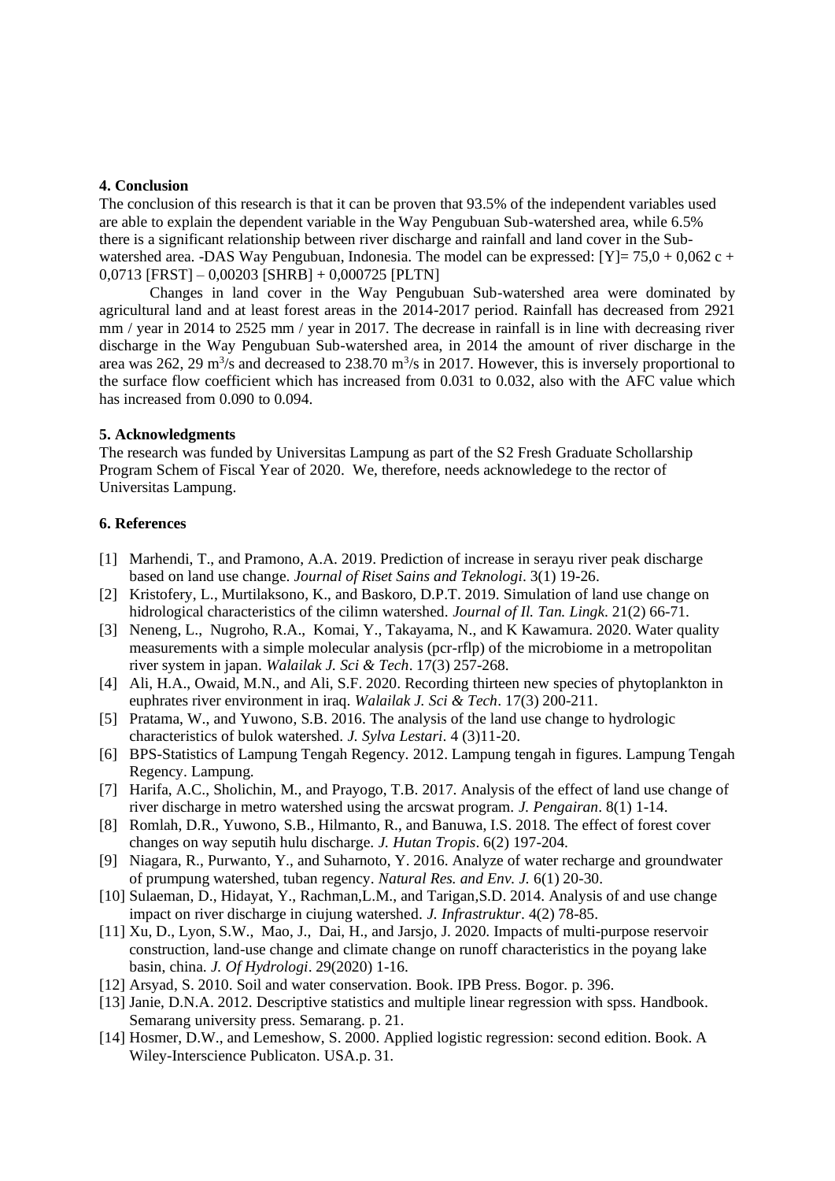## 4. Conclusion

The conclusion of this research is that it can be proven that 93.5% of the independent variables used are able to explain the dependent variable in the Way Pengubuan Sub-watershed area, while 6.5% there is a significant relationship between river discharge and rainfall and land cover in the Sub-watershed area. -DAS Way Pengubuan, Indonesia. The model can be expressed: [Y]= 75,0 + 0,062 c + 0,0713 [FRST] – 0,00203 [SHRB] + 0,000725 [PLTN]

Changes in land cover in the Way Pengubuan Sub-watershed area were dominated by agricultural land and at least forest areas in the 2014-2017 period. Rainfall has decreased from 2921 mm / year in 2014 to 2525 mm / year in 2017. The decrease in rainfall is in line with decreasing river discharge in the Way Pengubuan Sub-watershed area, in 2014 the amount of river discharge in the area was 262, 29 $m^3/s$ and decreased to 238.70 $m^3/s$ in 2017. However, this is inversely proportional to the surface flow coefficient which has increased from 0.031 to 0.032, also with the AFC value which has increased from 0.090 to 0.094.

## 5. Acknowledgments

The research was funded by Universitas Lampung as part of the S2 Fresh Graduate Schollarship Program Schem of Fiscal Year of 2020. We, therefore, needs acknowledege to the rector of Universitas Lampung.

## 6. References

[1] Marhendi, T., and Pramono, A.A. 2019. Prediction of increase in serayu river peak discharge based on land use change. *Journal of Riset Sains and Teknologi*. 3(1) 19-26.

[2] Kristofery, L., Murtilaksono, K., and Baskoro, D.P.T. 2019. Simulation of land use change on hidrological characteristics of the cilimn watershed. *Journal of Il. Tan. Lingk*. 21(2) 66-71.

[3] Neneng, L., Nugroho, R.A., Komai, Y., Takayama, N., and K Kawamura. 2020. Water quality measurements with a simple molecular analysis (pcr-rflp) of the microbiome in a metropolitan river system in japan. *Walailak J. Sci & Tech*. 17(3) 257-268.

[4] Ali, H.A., Owaid, M.N., and Ali, S.F. 2020. Recording thirteen new species of phytoplankton in euphrates river environment in iraq. *Walailak J. Sci & Tech*. 17(3) 200-211.

[5] Pratama, W., and Yuwono, S.B. 2016. The analysis of the land use change to hydrologic characteristics of bulok watershed. *J. Sylva Lestari*. 4 (3)11-20.

[6] BPS-Statistics of Lampung Tengah Regency. 2012. Lampung tengah in figures. Lampung Tengah Regency. Lampung.

[7] Harifa, A.C., Sholichin, M., and Prayogo, T.B. 2017. Analysis of the effect of land use change of river discharge in metro watershed using the arcswat program. *J. Pengairan*. 8(1) 1-14.

[8] Romlah, D.R., Yuwono, S.B., Hilmanto, R., and Banuwa, I.S. 2018. The effect of forest cover changes on way seputih hulu discharge. *J. Hutan Tropis*. 6(2) 197-204.

[9] Niagara, R., Purwanto, Y., and Suharnoto, Y. 2016. Analyze of water recharge and groundwater of prumpung watershed, tuban regency. *Natural Res. and Env. J.* 6(1) 20-30.

[10] Sulaeman, D., Hidayat, Y., Rachman,L.M., and Tarigan,S.D. 2014. Analysis of and use change impact on river discharge in ciujung watershed. *J. Infrastruktur*. 4(2) 78-85.

[11] Xu, D., Lyon, S.W., Mao, J., Dai, H., and Jarsjo, J. 2020. Impacts of multi-purpose reservoir construction, land-use change and climate change on runoff characteristics in the poyang lake basin, china. *J. Of Hydrologi*. 29(2020) 1-16.

[12] Arsyad, S. 2010. Soil and water conservation. Book. IPB Press. Bogor. p. 396.

[13] Janie, D.N.A. 2012. Descriptive statistics and multiple linear regression with spss. Handbook. Semarang university press. Semarang. p. 21.

[14] Hosmer, D.W., and Lemeshow, S. 2000. Applied logistic regression: second edition. Book. A Wiley-Interscience Publicaton. USA.p. 31.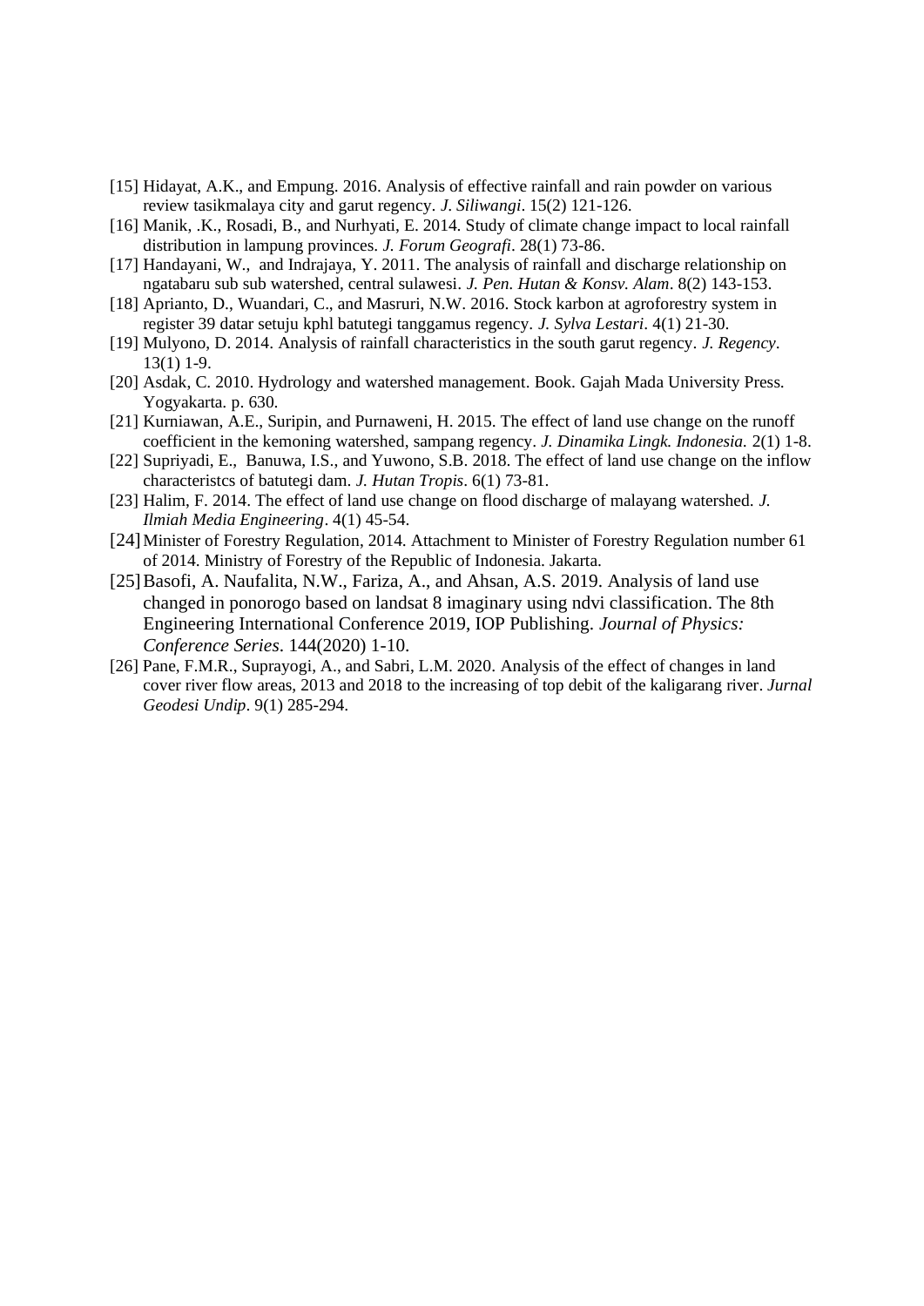[15] Hidayat, A.K., and Empung. 2016. Analysis of effective rainfall and rain powder on various review tasikmalaya city and garut regency. *J. Siliwangi*. 15(2) 121-126.

[16] Manik, .K., Rosadi, B., and Nurhyati, E. 2014. Study of climate change impact to local rainfall distribution in lampung provinces. *J. Forum Geografi*. 28(1) 73-86.

[17] Handayani, W., and Indrajaya, Y. 2011. The analysis of rainfall and discharge relationship on ngatabaru sub sub watershed, central sulawesi. *J. Pen. Hutan & Konsv. Alam*. 8(2) 143-153.

[18] Aprianto, D., Wuandari, C., and Masruri, N.W. 2016. Stock karbon at agroforestry system in register 39 datar setuju kphl batutegi tanggamus regency. *J. Sylva Lestari*. 4(1) 21-30.

[19] Mulyono, D. 2014. Analysis of rainfall characteristics in the south garut regency. *J. Regency*. 13(1) 1-9.

[20] Asdak, C. 2010. Hydrology and watershed management. Book. Gajah Mada University Press. Yogyakarta. p. 630.

[21] Kurniawan, A.E., Suripin, and Purnaweni, H. 2015. The effect of land use change on the runoff coefficient in the kemoning watershed, sampang regency. *J. Dinamika Lingk. Indonesia.* 2(1) 1-8.

[22] Supriyadi, E., Banuwa, I.S., and Yuwono, S.B. 2018. The effect of land use change on the inflow characteristcs of batutegi dam. *J. Hutan Tropis*. 6(1) 73-81.

[23] Halim, F. 2014. The effect of land use change on flood discharge of malayang watershed. *J. Ilmiah Media Engineering*. 4(1) 45-54.

[24] Minister of Forestry Regulation, 2014. Attachment to Minister of Forestry Regulation number 61 of 2014. Ministry of Forestry of the Republic of Indonesia. Jakarta.

[25] Basofi, A. Naufalita, N.W., Fariza, A., and Ahsan, A.S. 2019. Analysis of land use changed in ponorogo based on landsat 8 imaginary using ndvi classification. The 8th Engineering International Conference 2019, IOP Publishing. *Journal of Physics: Conference Series*. 144(2020) 1-10.

[26] Pane, F.M.R., Suprayogi, A., and Sabri, L.M. 2020. Analysis of the effect of changes in land cover river flow areas, 2013 and 2018 to the increasing of top debit of the kaligarang river. *Jurnal Geodesi Undip*. 9(1) 285-294.